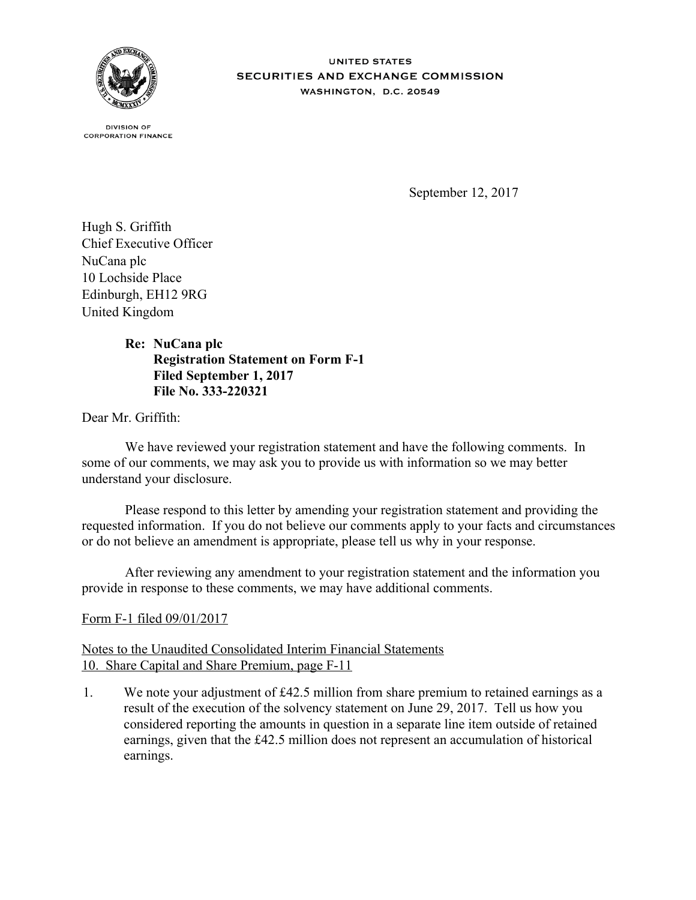UNITED STATES
SECURITIES AND EXCHANGE COMMISSION
WASHINGTON, D.C. 20549

DIVISION OF
CORPORATION FINANCE

September 12, 2017

Hugh S. Griffith
Chief Executive Officer
NuCana plc
10 Lochside Place
Edinburgh, EH12 9RG
United Kingdom

**Re: NuCana plc**
**Registration Statement on Form F-1**
**Filed September 1, 2017**
**File No. 333-220321**

Dear Mr. Griffith:

We have reviewed your registration statement and have the following comments. In some of our comments, we may ask you to provide us with information so we may better understand your disclosure.

Please respond to this letter by amending your registration statement and providing the requested information. If you do not believe our comments apply to your facts and circumstances or do not believe an amendment is appropriate, please tell us why in your response.

After reviewing any amendment to your registration statement and the information you provide in response to these comments, we may have additional comments.

<u>Form F-1 filed 09/01/2017</u>

<u>Notes to the Unaudited Consolidated Interim Financial Statements</u>
<u>10. Share Capital and Share Premium, page F-11</u>

1. We note your adjustment of £42.5 million from share premium to retained earnings as a result of the execution of the solvency statement on June 29, 2017. Tell us how you considered reporting the amounts in question in a separate line item outside of retained earnings, given that the £42.5 million does not represent an accumulation of historical earnings.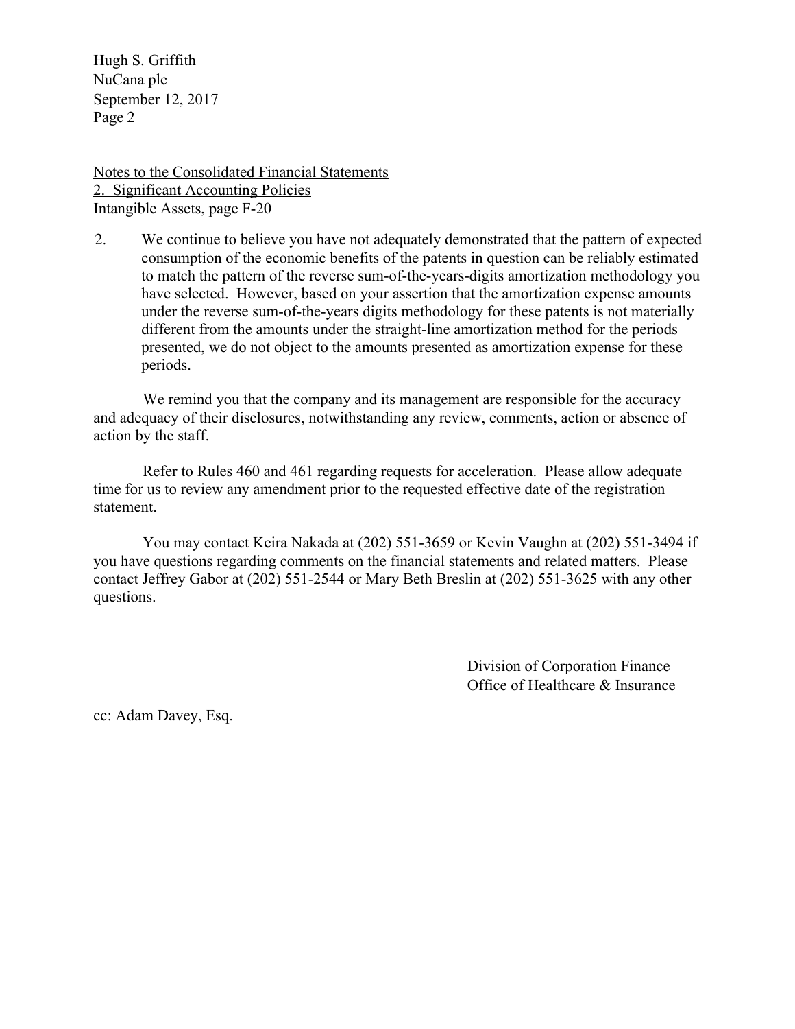Notes to the Consolidated Financial Statements
2. Significant Accounting Policies
Intangible Assets, page F-20

2. We continue to believe you have not adequately demonstrated that the pattern of expected consumption of the economic benefits of the patents in question can be reliably estimated to match the pattern of the reverse sum-of-the-years-digits amortization methodology you have selected. However, based on your assertion that the amortization expense amounts under the reverse sum-of-the-years digits methodology for these patents is not materially different from the amounts under the straight-line amortization method for the periods presented, we do not object to the amounts presented as amortization expense for these periods.

We remind you that the company and its management are responsible for the accuracy and adequacy of their disclosures, notwithstanding any review, comments, action or absence of action by the staff.

Refer to Rules 460 and 461 regarding requests for acceleration. Please allow adequate time for us to review any amendment prior to the requested effective date of the registration statement.

You may contact Keira Nakada at (202) 551-3659 or Kevin Vaughn at (202) 551-3494 if you have questions regarding comments on the financial statements and related matters. Please contact Jeffrey Gabor at (202) 551-2544 or Mary Beth Breslin at (202) 551-3625 with any other questions.

Division of Corporation Finance
Office of Healthcare & Insurance

cc: Adam Davey, Esq.